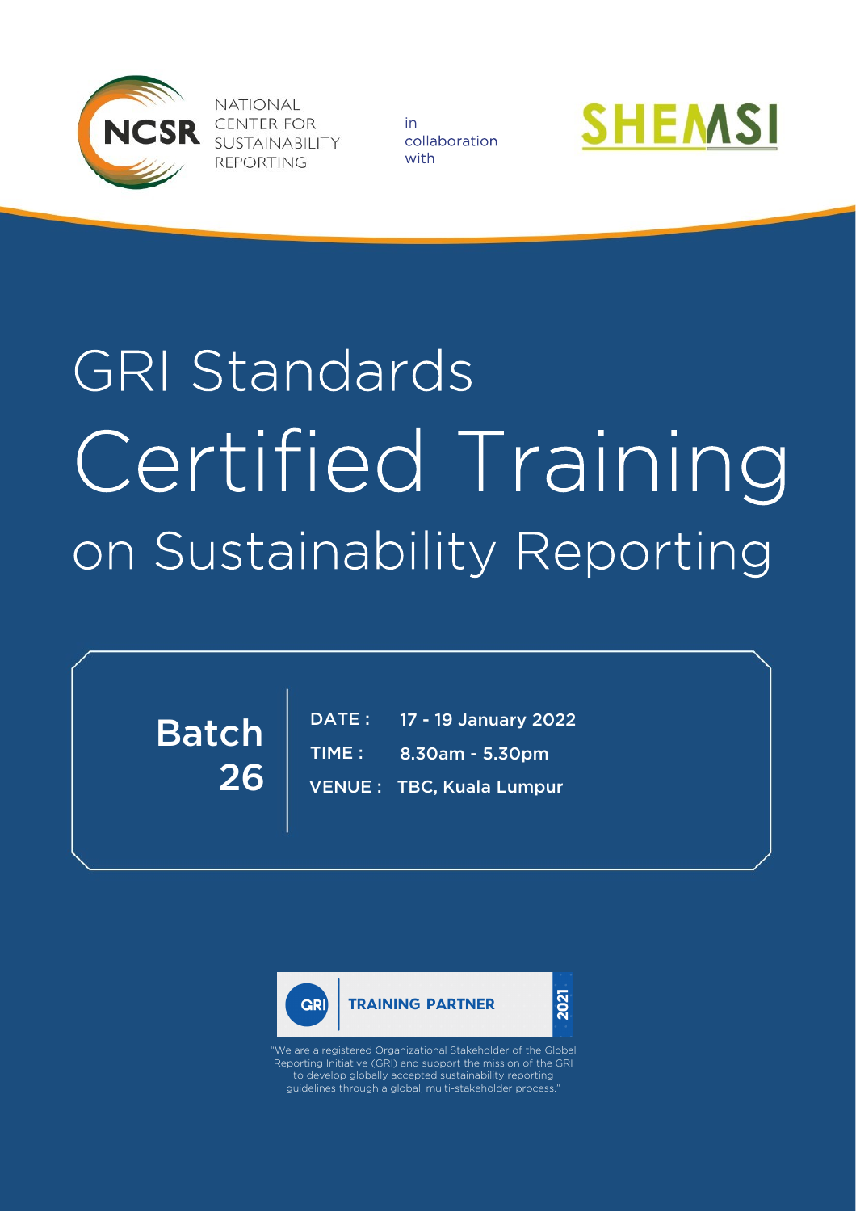NATIONAL CENTER FOR SUSTAINABILITY REPORTING

in collaboration with

SHEMSI

# GRI Standards Certified Training on Sustainability Reporting

**Batch 26**

**DATE :** 17 - 19 January 2022

**TIME :** 8.30am - 5.30pm

**VENUE :** TBC, Kuala Lumpur

GRI TRAINING PARTNER 2021

"We are a registered Organizational Stakeholder of the Global Reporting Initiative (GRI) and support the mission of the GRI to develop globally accepted sustainability reporting guidelines through a global, multi-stakeholder process."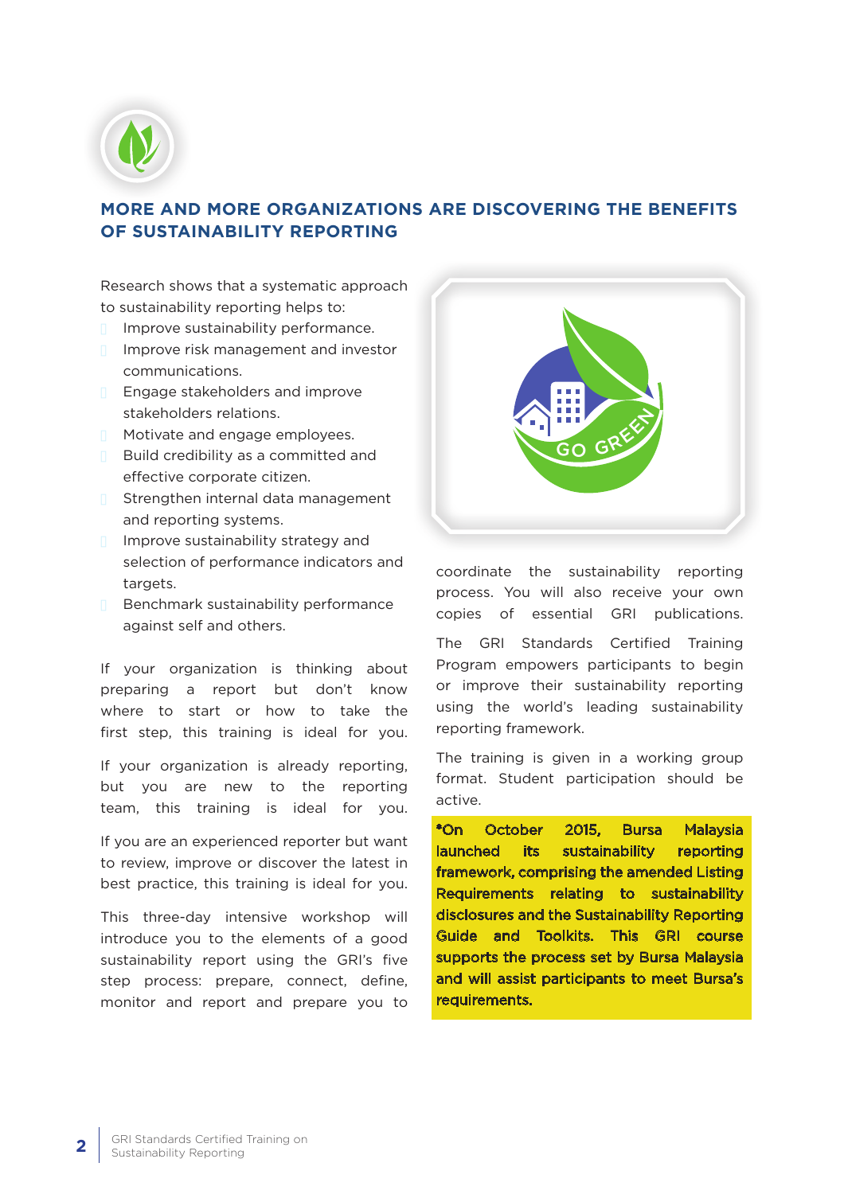## MORE AND MORE ORGANIZATIONS ARE DISCOVERING THE BENEFITS OF SUSTAINABILITY REPORTING

Research shows that a systematic approach to sustainability reporting helps to:

- Improve sustainability performance.
- Improve risk management and investor communications.
- Engage stakeholders and improve stakeholders relations.
- Motivate and engage employees.
- Build credibility as a committed and effective corporate citizen.
- Strengthen internal data management and reporting systems.
- Improve sustainability strategy and selection of performance indicators and targets.
- Benchmark sustainability performance against self and others.

If your organization is thinking about preparing a report but don't know where to start or how to take the first step, this training is ideal for you.

If your organization is already reporting, but you are new to the reporting team, this training is ideal for you.

If you are an experienced reporter but want to review, improve or discover the latest in best practice, this training is ideal for you.

This three-day intensive workshop will introduce you to the elements of a good sustainability report using the GRI's five step process: prepare, connect, define, monitor and report and prepare you to coordinate the sustainability reporting process. You will also receive your own copies of essential GRI publications.

The GRI Standards Certified Training Program empowers participants to begin or improve their sustainability reporting using the world's leading sustainability reporting framework.

The training is given in a working group format. Student participation should be active.

**\*On October 2015, Bursa Malaysia launched its sustainability reporting framework, comprising the amended Listing Requirements relating to sustainability disclosures and the Sustainability Reporting Guide and Toolkits. This GRI course supports the process set by Bursa Malaysia and will assist participants to meet Bursa's requirements.**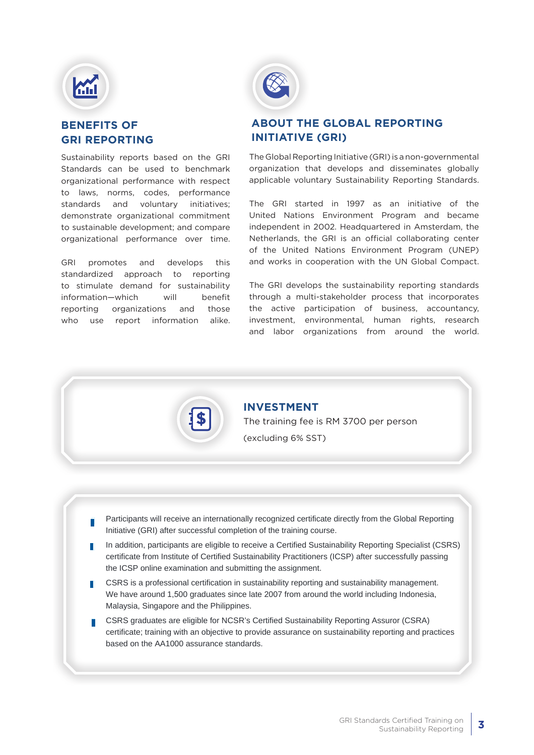## BENEFITS OF GRI REPORTING

Sustainability reports based on the GRI Standards can be used to benchmark organizational performance with respect to laws, norms, codes, performance standards and voluntary initiatives; demonstrate organizational commitment to sustainable development; and compare organizational performance over time.

GRI promotes and develops this standardized approach to reporting to stimulate demand for sustainability information—which will benefit reporting organizations and those who use report information alike.

## ABOUT THE GLOBAL REPORTING INITIATIVE (GRI)

The Global Reporting Initiative (GRI) is a non-governmental organization that develops and disseminates globally applicable voluntary Sustainability Reporting Standards.

The GRI started in 1997 as an initiative of the United Nations Environment Program and became independent in 2002. Headquartered in Amsterdam, the Netherlands, the GRI is an official collaborating center of the United Nations Environment Program (UNEP) and works in cooperation with the UN Global Compact.

The GRI develops the sustainability reporting standards through a multi-stakeholder process that incorporates the active participation of business, accountancy, investment, environmental, human rights, research and labor organizations from around the world.

## INVESTMENT

The training fee is RM 3700 per person

(excluding 6% SST)

- Participants will receive an internationally recognized certificate directly from the Global Reporting Initiative (GRI) after successful completion of the training course.
- In addition, participants are eligible to receive a Certified Sustainability Reporting Specialist (CSRS) certificate from Institute of Certified Sustainability Practitioners (ICSP) after successfully passing the ICSP online examination and submitting the assignment.
- CSRS is a professional certification in sustainability reporting and sustainability management. We have around 1,500 graduates since late 2007 from around the world including Indonesia, Malaysia, Singapore and the Philippines.
- CSRS graduates are eligible for NCSR's Certified Sustainability Reporting Assuror (CSRA) certificate; training with an objective to provide assurance on sustainability reporting and practices based on the AA1000 assurance standards.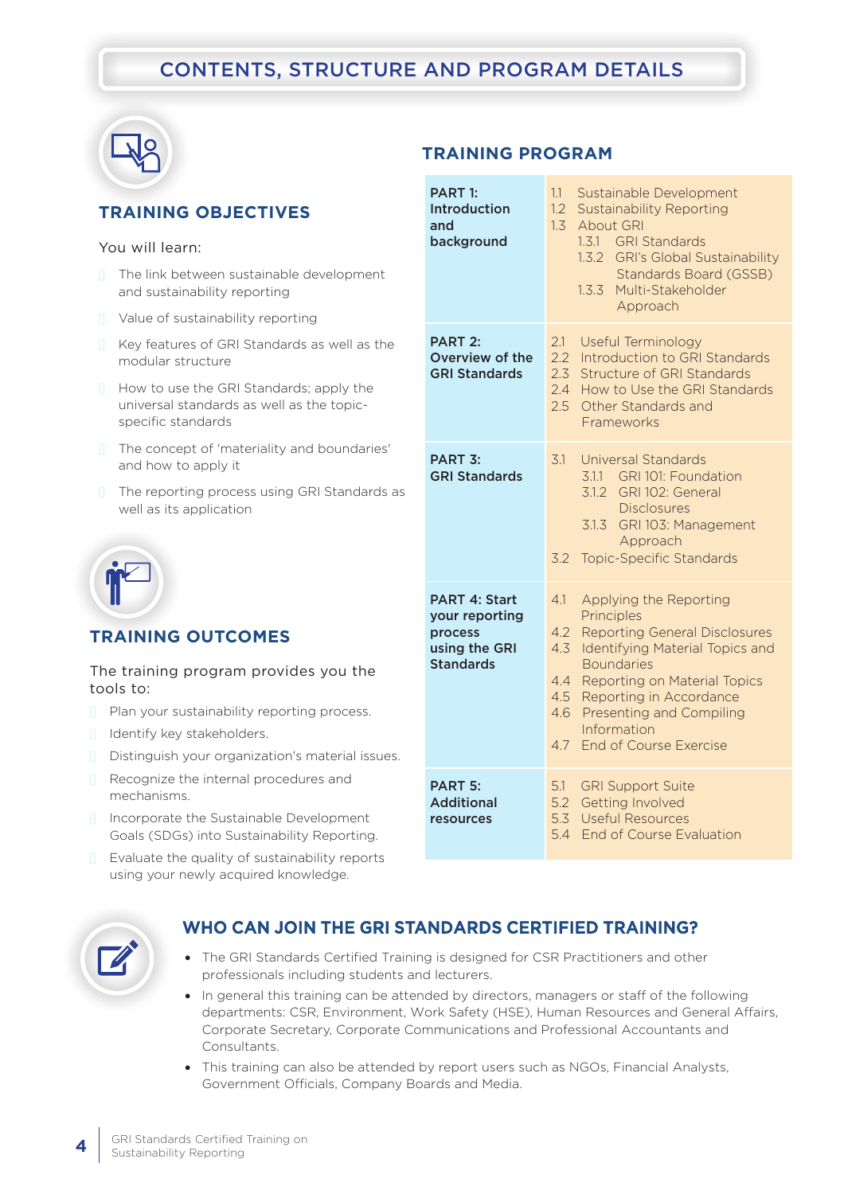# CONTENTS, STRUCTURE AND PROGRAM DETAILS

## TRAINING OBJECTIVES

You will learn:

- The link between sustainable development and sustainability reporting
- Value of sustainability reporting
- Key features of GRI Standards as well as the modular structure
- How to use the GRI Standards; apply the universal standards as well as the topic-specific standards
- The concept of 'materiality and boundaries' and how to apply it
- The reporting process using GRI Standards as well as its application

## TRAINING OUTCOMES

The training program provides you the tools to:

- Plan your sustainability reporting process.
- Identify key stakeholders.
- Distinguish your organization's material issues.
- Recognize the internal procedures and mechanisms.
- Incorporate the Sustainable Development Goals (SDGs) into Sustainability Reporting.
- Evaluate the quality of sustainability reports using your newly acquired knowledge.

## TRAINING PROGRAM

| Part | Topics |
|---|---|
| **PART 1: Introduction and background** | 1.1 Sustainable Development<br>1.2 Sustainability Reporting<br>1.3 About GRI<br>1.3.1 GRI Standards<br>1.3.2 GRI's Global Sustainability Standards Board (GSSB)<br>1.3.3 Multi-Stakeholder Approach |
| **PART 2: Overview of the GRI Standards** | 2.1 Useful Terminology<br>2.2 Introduction to GRI Standards<br>2.3 Structure of GRI Standards<br>2.4 How to Use the GRI Standards<br>2.5 Other Standards and Frameworks |
| **PART 3: GRI Standards** | 3.1 Universal Standards<br>3.1.1 GRI 101: Foundation<br>3.1.2 GRI 102: General Disclosures<br>3.1.3 GRI 103: Management Approach<br>3.2 Topic-Specific Standards |
| **PART 4: Start your reporting process using the GRI Standards** | 4.1 Applying the Reporting Principles<br>4.2 Reporting General Disclosures<br>4.3 Identifying Material Topics and Boundaries<br>4.4 Reporting on Material Topics<br>4.5 Reporting in Accordance<br>4.6 Presenting and Compiling Information<br>4.7 End of Course Exercise |
| **PART 5: Additional resources** | 5.1 GRI Support Suite<br>5.2 Getting Involved<br>5.3 Useful Resources<br>5.4 End of Course Evaluation |

## WHO CAN JOIN THE GRI STANDARDS CERTIFIED TRAINING?

- The GRI Standards Certified Training is designed for CSR Practitioners and other professionals including students and lecturers.
- In general this training can be attended by directors, managers or staff of the following departments: CSR, Environment, Work Safety (HSE), Human Resources and General Affairs, Corporate Secretary, Corporate Communications and Professional Accountants and Consultants.
- This training can also be attended by report users such as NGOs, Financial Analysts, Government Officials, Company Boards and Media.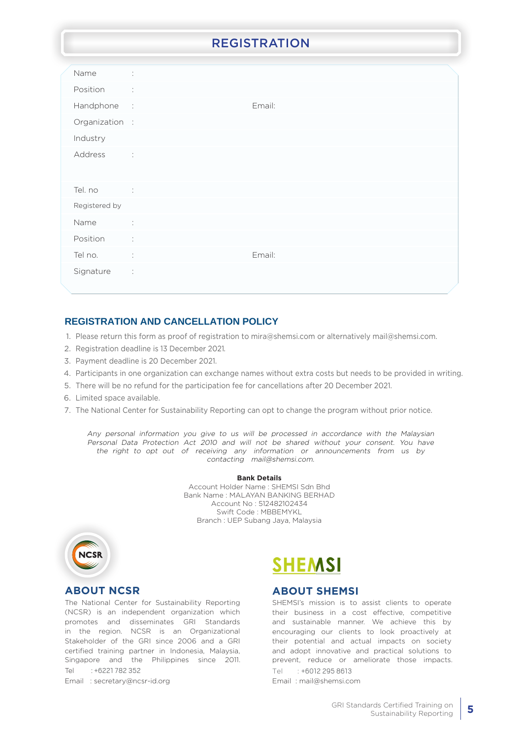## REGISTRATION

| | | |
|---|---|---|
| Name | : | |
| Position | : | |
| Handphone | : | Email: |
| Organization | : | |
| Industry | | |
| Address | : | |
| Tel. no | : | |
| Registered by | | |
| Name | : | |
| Position | : | |
| Tel no. | : | Email: |
| Signature | : | |

### REGISTRATION AND CANCELLATION POLICY

1. Please return this form as proof of registration to mira@shemsi.com or alternatively mail@shemsi.com.
2. Registration deadline is 13 December 2021.
3. Payment deadline is 20 December 2021.
4. Participants in one organization can exchange names without extra costs but needs to be provided in writing.
5. There will be no refund for the participation fee for cancellations after 20 December 2021.
6. Limited space available.
7. The National Center for Sustainability Reporting can opt to change the program without prior notice.

*Any personal information you give to us will be processed in accordance with the Malaysian Personal Data Protection Act 2010 and will not be shared without your consent. You have the right to opt out of receiving any information or announcements from us by contacting mail@shemsi.com.*

**Bank Details**
Account Holder Name : SHEMSI Sdn Bhd
Bank Name : MALAYAN BANKING BERHAD
Account No : 512482102434
Swift Code : MBBEMYKL
Branch : UEP Subang Jaya, Malaysia

NCSR

### ABOUT NCSR

The National Center for Sustainability Reporting (NCSR) is an independent organization which promotes and disseminates GRI Standards in the region. NCSR is an Organizational Stakeholder of the GRI since 2006 and a GRI certified training partner in Indonesia, Malaysia, Singapore and the Philippines since 2011.

Tel : +6221 782 352
Email : secretary@ncsr-id.org

SHEMSI

### ABOUT SHEMSI

SHEMSI's mission is to assist clients to operate their business in a cost effective, competitive and sustainable manner. We achieve this by encouraging our clients to look proactively at their potential and actual impacts on society and adopt innovative and practical solutions to prevent, reduce or ameliorate those impacts.

Tel : +6012 295 8613
Email : mail@shemsi.com